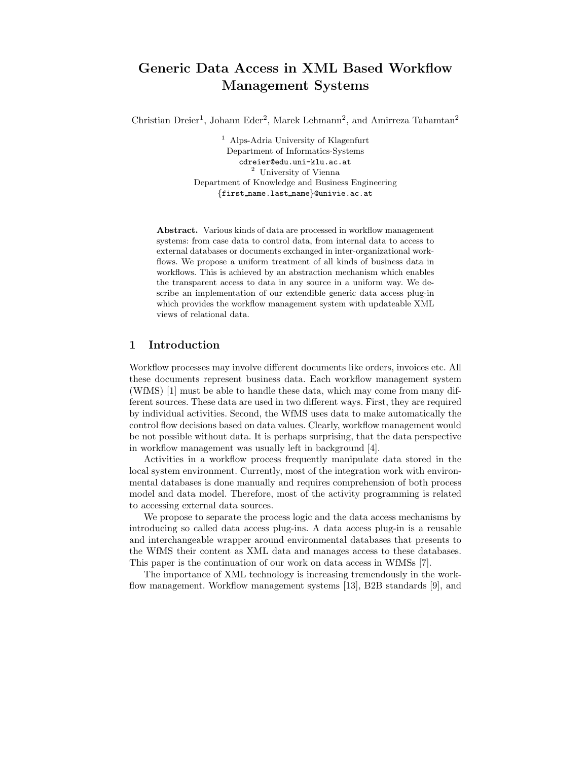// Generic Data Access in XML Based Workflow Management Systems

# Generic Data Access in XML Based Workflow Management Systems

Christian Dreier[1], Johann Eder[2], Marek Lehmann[2], and Amirreza Tahamtan[2]

[1] Alps-Adria University of Klagenfurt
Department of Informatics-Systems
cdreier@edu.uni-klu.ac.at

[2] University of Vienna
Department of Knowledge and Business Engineering
{first_name.last_name}@univie.ac.at

**Abstract.** Various kinds of data are processed in workflow management systems: from case data to control data, from internal data to access to external databases or documents exchanged in inter-organizational workflows. We propose a uniform treatment of all kinds of business data in workflows. This is achieved by an abstraction mechanism which enables the transparent access to data in any source in a uniform way. We describe an implementation of our extendible generic data access plug-in which provides the workflow management system with updateable XML views of relational data.

## 1 Introduction

Workflow processes may involve different documents like orders, invoices etc. All these documents represent business data. Each workflow management system (WfMS) [1] must be able to handle these data, which may come from many different sources. These data are used in two different ways. First, they are required by individual activities. Second, the WfMS uses data to make automatically the control flow decisions based on data values. Clearly, workflow management would be not possible without data. It is perhaps surprising, that the data perspective in workflow management was usually left in background [4].

Activities in a workflow process frequently manipulate data stored in the local system environment. Currently, most of the integration work with environmental databases is done manually and requires comprehension of both process model and data model. Therefore, most of the activity programming is related to accessing external data sources.

We propose to separate the process logic and the data access mechanisms by introducing so called data access plug-ins. A data access plug-in is a reusable and interchangeable wrapper around environmental databases that presents to the WfMS their content as XML data and manages access to these databases. This paper is the continuation of our work on data access in WfMSs [7].

The importance of XML technology is increasing tremendously in the workflow management. Workflow management systems [13], B2B standards [9], and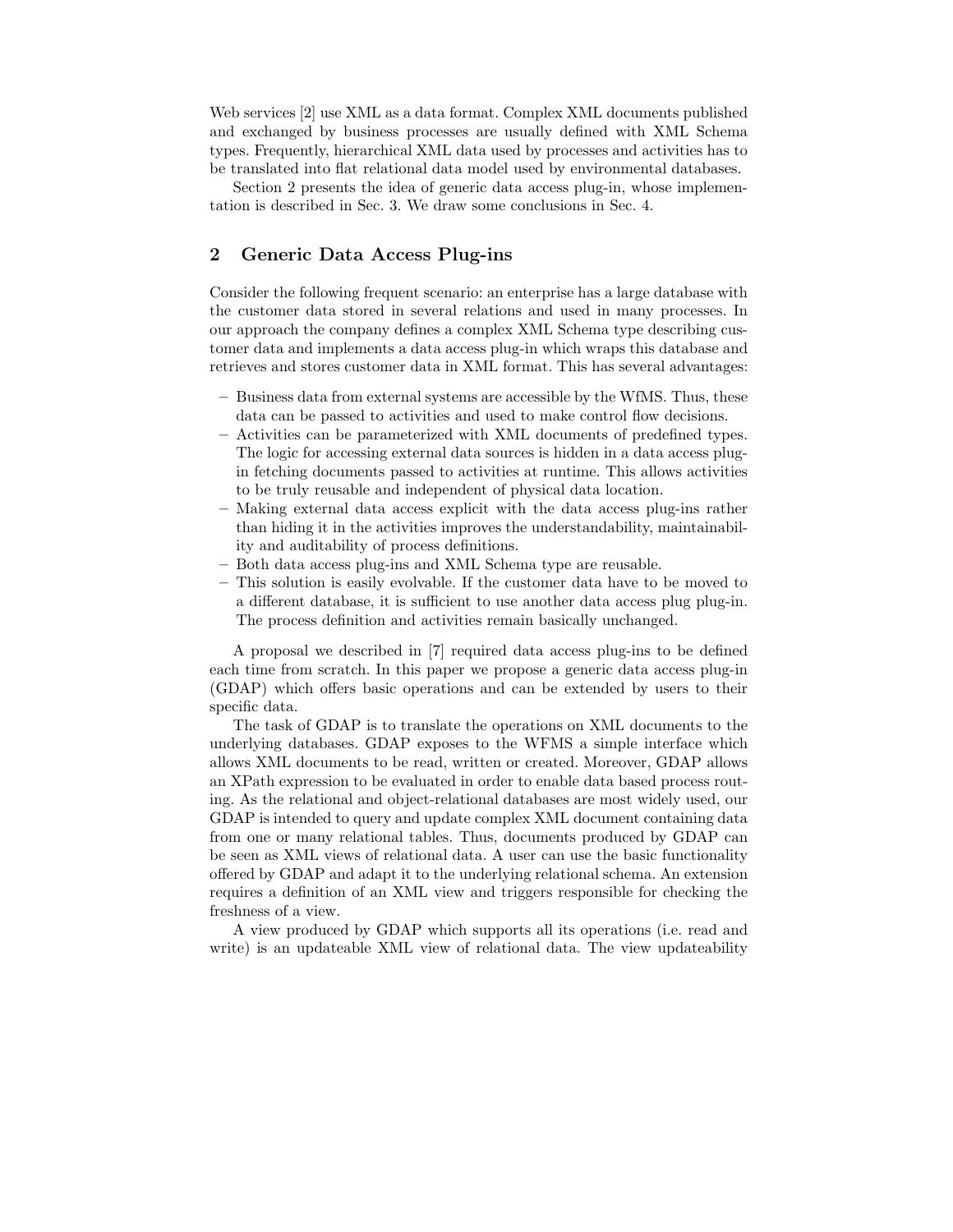Web services [2] use XML as a data format. Complex XML documents published and exchanged by business processes are usually defined with XML Schema types. Frequently, hierarchical XML data used by processes and activities has to be translated into flat relational data model used by environmental databases.

Section 2 presents the idea of generic data access plug-in, whose implementation is described in Sec. 3. We draw some conclusions in Sec. 4.

## 2 Generic Data Access Plug-ins

Consider the following frequent scenario: an enterprise has a large database with the customer data stored in several relations and used in many processes. In our approach the company defines a complex XML Schema type describing customer data and implements a data access plug-in which wraps this database and retrieves and stores customer data in XML format. This has several advantages:

- Business data from external systems are accessible by the WfMS. Thus, these data can be passed to activities and used to make control flow decisions.
- Activities can be parameterized with XML documents of predefined types. The logic for accessing external data sources is hidden in a data access plug-in fetching documents passed to activities at runtime. This allows activities to be truly reusable and independent of physical data location.
- Making external data access explicit with the data access plug-ins rather than hiding it in the activities improves the understandability, maintainability and auditability of process definitions.
- Both data access plug-ins and XML Schema type are reusable.
- This solution is easily evolvable. If the customer data have to be moved to a different database, it is sufficient to use another data access plug plug-in. The process definition and activities remain basically unchanged.

A proposal we described in [7] required data access plug-ins to be defined each time from scratch. In this paper we propose a generic data access plug-in (GDAP) which offers basic operations and can be extended by users to their specific data.

The task of GDAP is to translate the operations on XML documents to the underlying databases. GDAP exposes to the WFMS a simple interface which allows XML documents to be read, written or created. Moreover, GDAP allows an XPath expression to be evaluated in order to enable data based process routing. As the relational and object-relational databases are most widely used, our GDAP is intended to query and update complex XML document containing data from one or many relational tables. Thus, documents produced by GDAP can be seen as XML views of relational data. A user can use the basic functionality offered by GDAP and adapt it to the underlying relational schema. An extension requires a definition of an XML view and triggers responsible for checking the freshness of a view.

A view produced by GDAP which supports all its operations (i.e. read and write) is an updateable XML view of relational data. The view updateability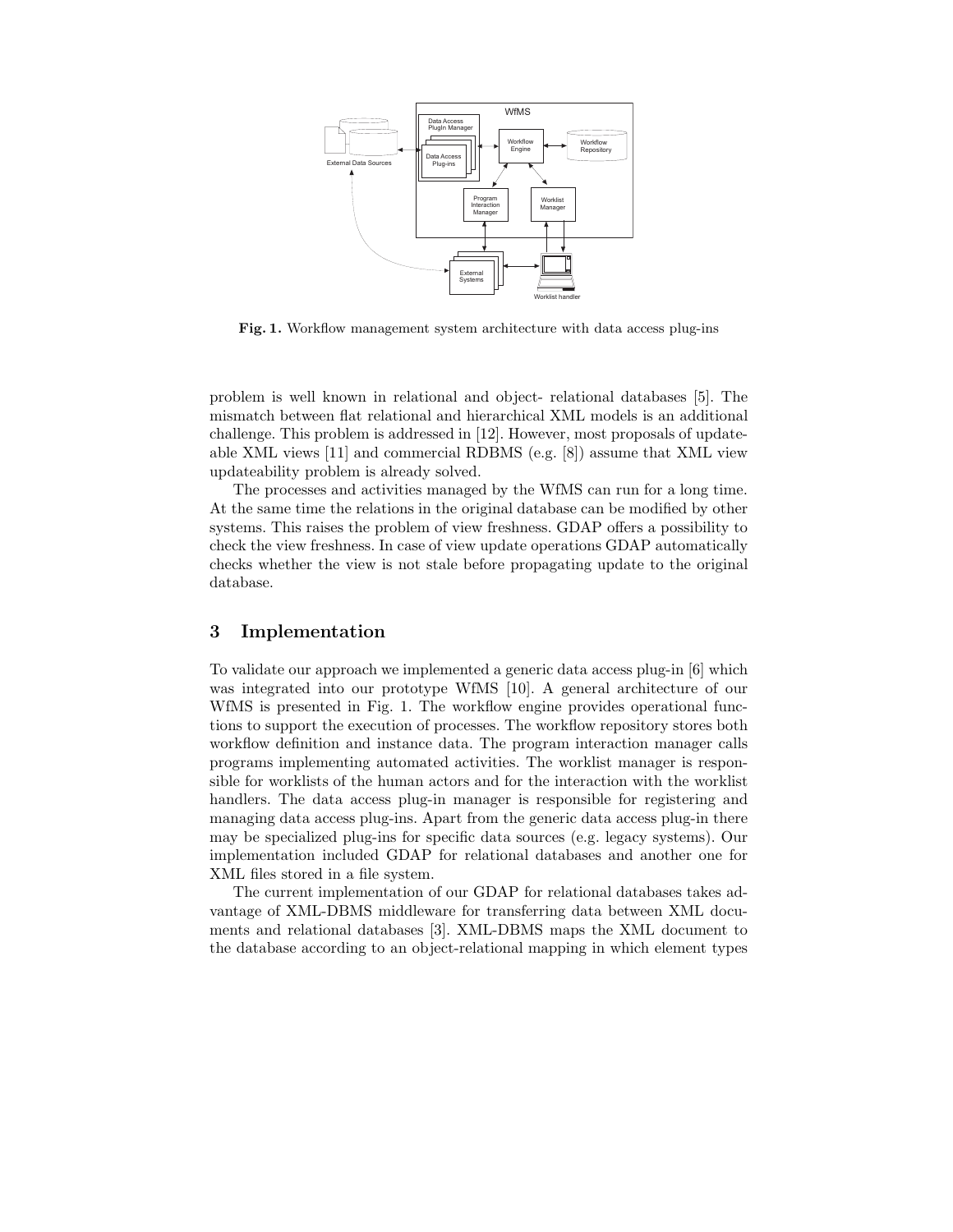**Fig. 1.** Workflow management system architecture with data access plug-ins

problem is well known in relational and object- relational databases [5]. The mismatch between flat relational and hierarchical XML models is an additional challenge. This problem is addressed in [12]. However, most proposals of updateable XML views [11] and commercial RDBMS (e.g. [8]) assume that XML view updateability problem is already solved.

The processes and activities managed by the WfMS can run for a long time. At the same time the relations in the original database can be modified by other systems. This raises the problem of view freshness. GDAP offers a possibility to check the view freshness. In case of view update operations GDAP automatically checks whether the view is not stale before propagating update to the original database.

## 3 Implementation

To validate our approach we implemented a generic data access plug-in [6] which was integrated into our prototype WfMS [10]. A general architecture of our WfMS is presented in Fig. 1. The workflow engine provides operational functions to support the execution of processes. The workflow repository stores both workflow definition and instance data. The program interaction manager calls programs implementing automated activities. The worklist manager is responsible for worklists of the human actors and for the interaction with the worklist handlers. The data access plug-in manager is responsible for registering and managing data access plug-ins. Apart from the generic data access plug-in there may be specialized plug-ins for specific data sources (e.g. legacy systems). Our implementation included GDAP for relational databases and another one for XML files stored in a file system.

The current implementation of our GDAP for relational databases takes advantage of XML-DBMS middleware for transferring data between XML documents and relational databases [3]. XML-DBMS maps the XML document to the database according to an object-relational mapping in which element types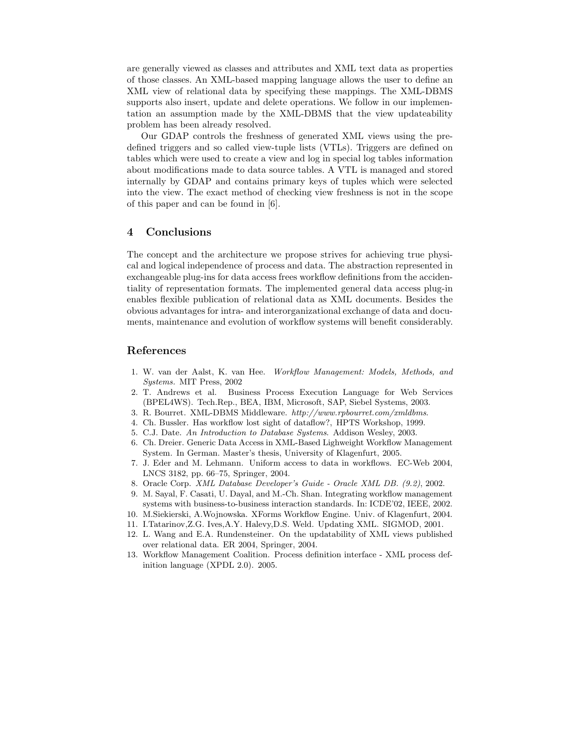are generally viewed as classes and attributes and XML text data as properties of those classes. An XML-based mapping language allows the user to define an XML view of relational data by specifying these mappings. The XML-DBMS supports also insert, update and delete operations. We follow in our implementation an assumption made by the XML-DBMS that the view updateability problem has been already resolved.

Our GDAP controls the freshness of generated XML views using the predefined triggers and so called view-tuple lists (VTLs). Triggers are defined on tables which were used to create a view and log in special log tables information about modifications made to data source tables. A VTL is managed and stored internally by GDAP and contains primary keys of tuples which were selected into the view. The exact method of checking view freshness is not in the scope of this paper and can be found in [6].

## 4 Conclusions

The concept and the architecture we propose strives for achieving true physical and logical independence of process and data. The abstraction represented in exchangeable plug-ins for data access frees workflow definitions from the accidentiality of representation formats. The implemented general data access plug-in enables flexible publication of relational data as XML documents. Besides the obvious advantages for intra- and interorganizational exchange of data and documents, maintenance and evolution of workflow systems will benefit considerably.

## References

1. W. van der Aalst, K. van Hee. *Workflow Management: Models, Methods, and Systems.* MIT Press, 2002
2. T. Andrews et al. Business Process Execution Language for Web Services (BPEL4WS). Tech.Rep., BEA, IBM, Microsoft, SAP, Siebel Systems, 2003.
3. R. Bourret. XML-DBMS Middleware. *http://www.rpbourret.com/xmldbms*.
4. Ch. Bussler. Has workflow lost sight of dataflow?, HPTS Workshop, 1999.
5. C.J. Date. *An Introduction to Database Systems*. Addison Wesley, 2003.
6. Ch. Dreier. Generic Data Access in XML-Based Lighweight Workflow Management System. In German. Master's thesis, University of Klagenfurt, 2005.
7. J. Eder and M. Lehmann. Uniform access to data in workflows. EC-Web 2004, LNCS 3182, pp. 66–75, Springer, 2004.
8. Oracle Corp. *XML Database Developer's Guide - Oracle XML DB. (9.2)*, 2002.
9. M. Sayal, F. Casati, U. Dayal, and M.-Ch. Shan. Integrating workflow management systems with business-to-business interaction standards. In: ICDE'02, IEEE, 2002.
10. M.Siekierski, A.Wojnowska. XForms Workflow Engine. Univ. of Klagenfurt, 2004.
11. I.Tatarinov,Z.G. Ives,A.Y. Halevy,D.S. Weld. Updating XML. SIGMOD, 2001.
12. L. Wang and E.A. Rundensteiner. On the updatability of XML views published over relational data. ER 2004, Springer, 2004.
13. Workflow Management Coalition. Process definition interface - XML process definition language (XPDL 2.0). 2005.